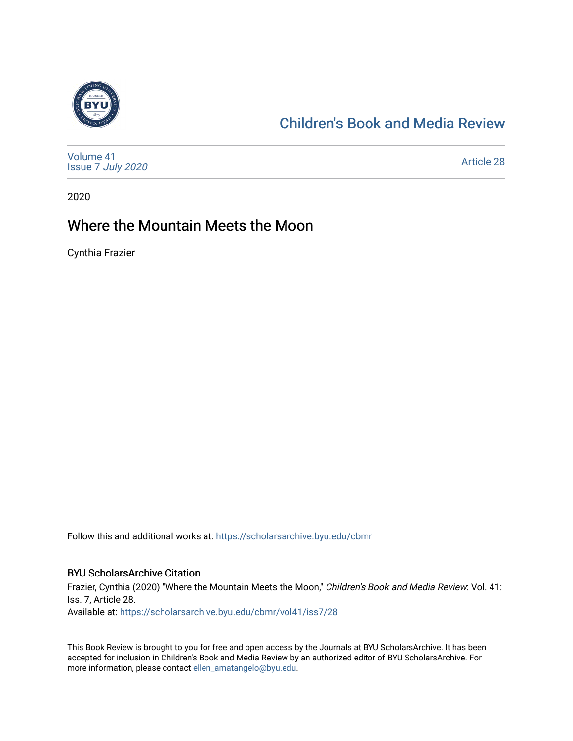# Children's Book and Media Review

Volume 41
Issue 7 *July 2020*

Article 28

2020

## Where the Mountain Meets the Moon

Cynthia Frazier

Follow this and additional works at: https://scholarsarchive.byu.edu/cbmr

### BYU ScholarsArchive Citation

Frazier, Cynthia (2020) "Where the Mountain Meets the Moon," *Children's Book and Media Review*: Vol. 41: Iss. 7, Article 28.
Available at: https://scholarsarchive.byu.edu/cbmr/vol41/iss7/28

This Book Review is brought to you for free and open access by the Journals at BYU ScholarsArchive. It has been accepted for inclusion in Children's Book and Media Review by an authorized editor of BYU ScholarsArchive. For more information, please contact ellen_amatangelo@byu.edu.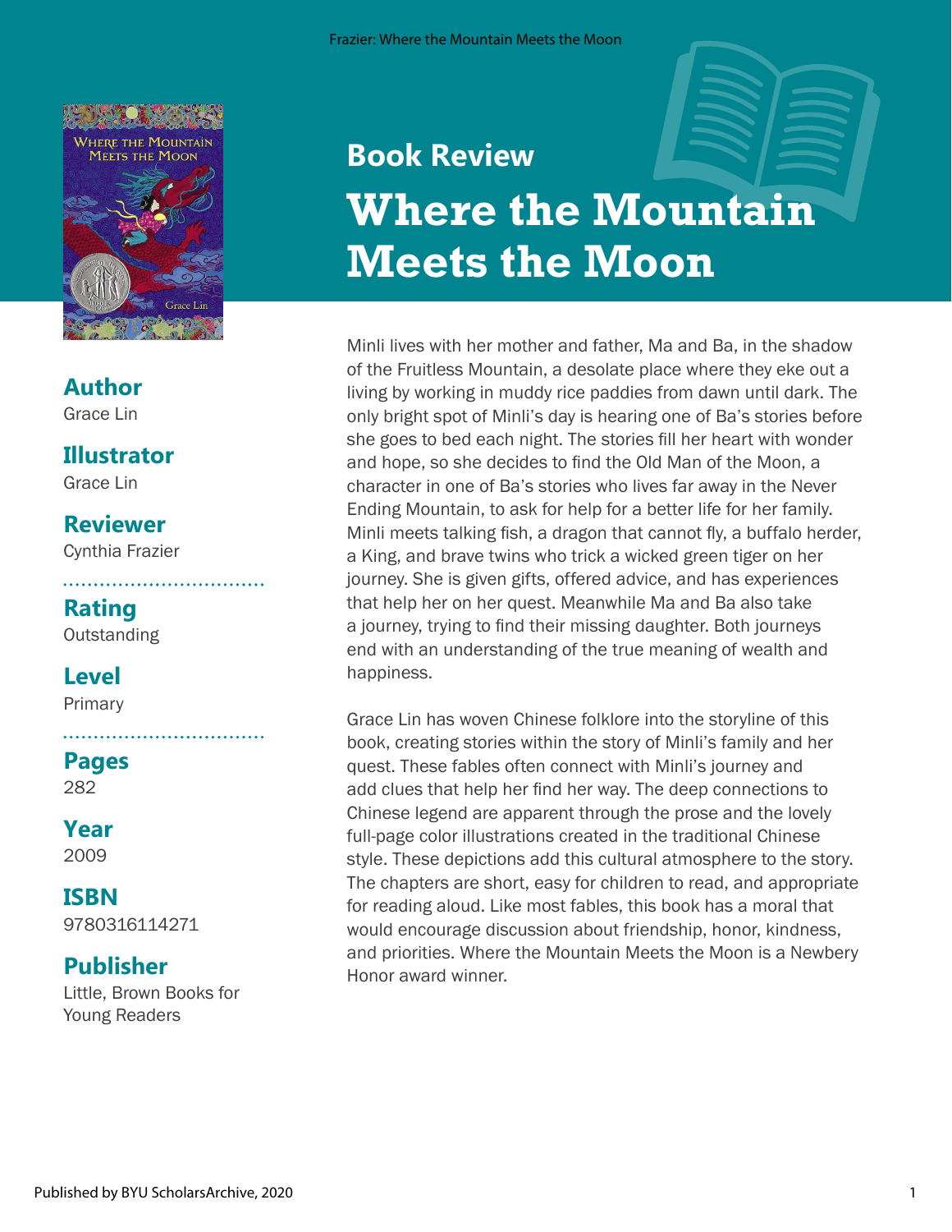## Book Review

# Where the Mountain Meets the Moon

**Author**
Grace Lin

**Illustrator**
Grace Lin

**Reviewer**
Cynthia Frazier

**Rating**
Outstanding

**Level**
Primary

**Pages**
282

**Year**
2009

**ISBN**
9780316114271

**Publisher**
Little, Brown Books for Young Readers

Minli lives with her mother and father, Ma and Ba, in the shadow of the Fruitless Mountain, a desolate place where they eke out a living by working in muddy rice paddies from dawn until dark. The only bright spot of Minli's day is hearing one of Ba's stories before she goes to bed each night. The stories fill her heart with wonder and hope, so she decides to find the Old Man of the Moon, a character in one of Ba's stories who lives far away in the Never Ending Mountain, to ask for help for a better life for her family. Minli meets talking fish, a dragon that cannot fly, a buffalo herder, a King, and brave twins who trick a wicked green tiger on her journey. She is given gifts, offered advice, and has experiences that help her on her quest. Meanwhile Ma and Ba also take a journey, trying to find their missing daughter. Both journeys end with an understanding of the true meaning of wealth and happiness.

Grace Lin has woven Chinese folklore into the storyline of this book, creating stories within the story of Minli's family and her quest. These fables often connect with Minli's journey and add clues that help her find her way. The deep connections to Chinese legend are apparent through the prose and the lovely full-page color illustrations created in the traditional Chinese style. These depictions add this cultural atmosphere to the story. The chapters are short, easy for children to read, and appropriate for reading aloud. Like most fables, this book has a moral that would encourage discussion about friendship, honor, kindness, and priorities. Where the Mountain Meets the Moon is a Newbery Honor award winner.